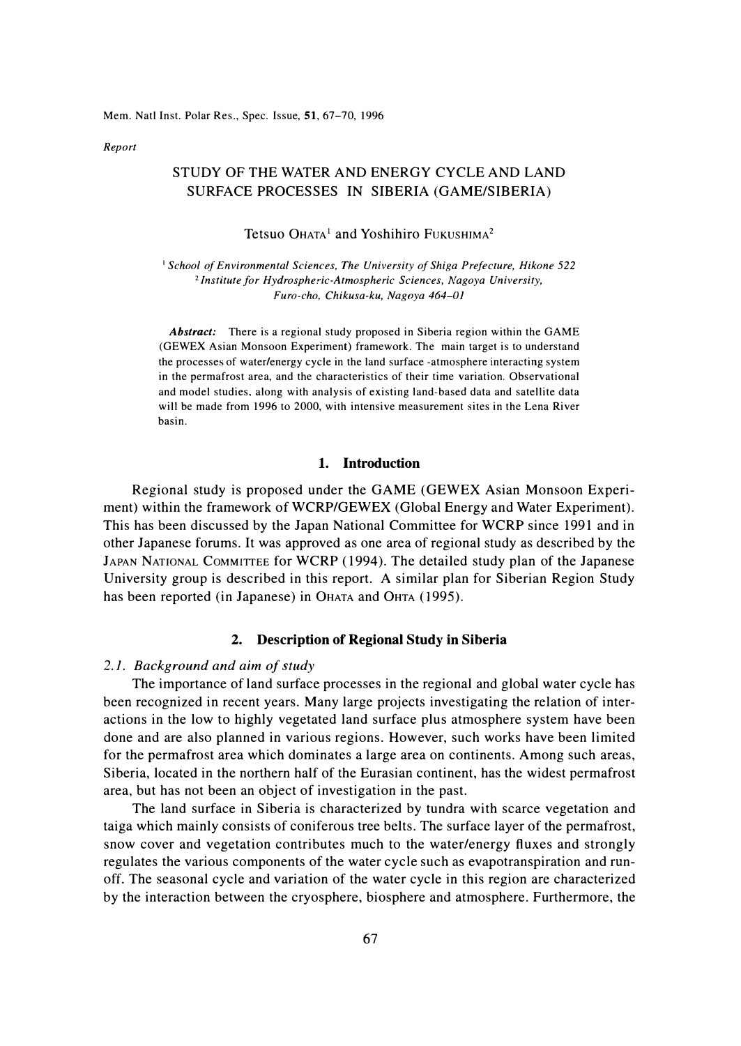*Report*

# STUDY OF THE WATER AND ENERGY CYCLE AND LAND SURFACE PROCESSES IN SIBERIA (GAME/SIBERIA)

Tetsuo OHATA[1] and Yoshihiro FUKUSHIMA[2]

[1] *School of Environmental Sciences, The University of Shiga Prefecture, Hikone 522*
[2] *Institute for Hydrospheric-Atmospheric Sciences, Nagoya University, Furo-cho, Chikusa-ku, Nagoya 464-01*

***Abstract:*** There is a regional study proposed in Siberia region within the GAME (GEWEX Asian Monsoon Experiment) framework. The main target is to understand the processes of water/energy cycle in the land surface -atmosphere interacting system in the permafrost area, and the characteristics of their time variation. Observational and model studies, along with analysis of existing land-based data and satellite data will be made from 1996 to 2000, with intensive measurement sites in the Lena River basin.

## 1. Introduction

Regional study is proposed under the GAME (GEWEX Asian Monsoon Experiment) within the framework of WCRP/GEWEX (Global Energy and Water Experiment). This has been discussed by the Japan National Committee for WCRP since 1991 and in other Japanese forums. It was approved as one area of regional study as described by the JAPAN NATIONAL COMMITTEE for WCRP (1994). The detailed study plan of the Japanese University group is described in this report. A similar plan for Siberian Region Study has been reported (in Japanese) in OHATA and OHTA (1995).

## 2. Description of Regional Study in Siberia

### *2.1. Background and aim of study*

The importance of land surface processes in the regional and global water cycle has been recognized in recent years. Many large projects investigating the relation of interactions in the low to highly vegetated land surface plus atmosphere system have been done and are also planned in various regions. However, such works have been limited for the permafrost area which dominates a large area on continents. Among such areas, Siberia, located in the northern half of the Eurasian continent, has the widest permafrost area, but has not been an object of investigation in the past.

The land surface in Siberia is characterized by tundra with scarce vegetation and taiga which mainly consists of coniferous tree belts. The surface layer of the permafrost, snow cover and vegetation contributes much to the water/energy fluxes and strongly regulates the various components of the water cycle such as evapotranspiration and runoff. The seasonal cycle and variation of the water cycle in this region are characterized by the interaction between the cryosphere, biosphere and atmosphere. Furthermore, the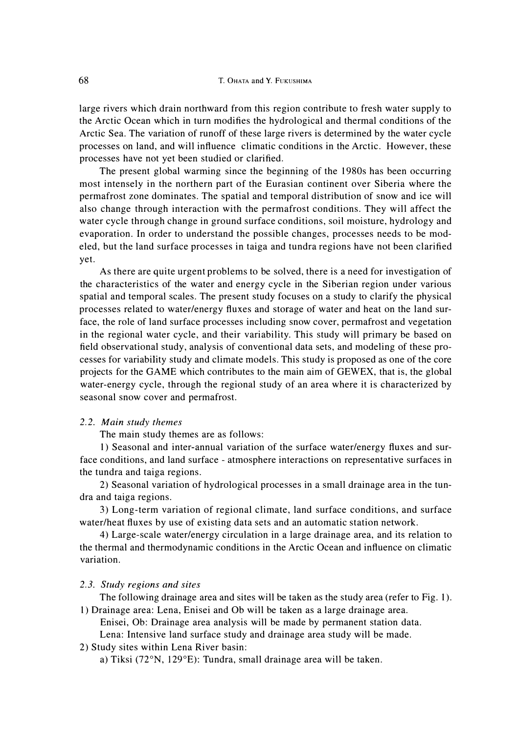large rivers which drain northward from this region contribute to fresh water supply to the Arctic Ocean which in turn modifies the hydrological and thermal conditions of the Arctic Sea. The variation of runoff of these large rivers is determined by the water cycle processes on land, and will influence climatic conditions in the Arctic. However, these processes have not yet been studied or clarified.

The present global warming since the beginning of the 1980s has been occurring most intensely in the northern part of the Eurasian continent over Siberia where the permafrost zone dominates. The spatial and temporal distribution of snow and ice will also change through interaction with the permafrost conditions. They will affect the water cycle through change in ground surface conditions, soil moisture, hydrology and evaporation. In order to understand the possible changes, processes needs to be modeled, but the land surface processes in taiga and tundra regions have not been clarified yet.

As there are quite urgent problems to be solved, there is a need for investigation of the characteristics of the water and energy cycle in the Siberian region under various spatial and temporal scales. The present study focuses on a study to clarify the physical processes related to water/energy fluxes and storage of water and heat on the land surface, the role of land surface processes including snow cover, permafrost and vegetation in the regional water cycle, and their variability. This study will primary be based on field observational study, analysis of conventional data sets, and modeling of these processes for variability study and climate models. This study is proposed as one of the core projects for the GAME which contributes to the main aim of GEWEX, that is, the global water-energy cycle, through the regional study of an area where it is characterized by seasonal snow cover and permafrost.

### 2.2. *Main study themes*

The main study themes are as follows:

1) Seasonal and inter-annual variation of the surface water/energy fluxes and surface conditions, and land surface - atmosphere interactions on representative surfaces in the tundra and taiga regions.

2) Seasonal variation of hydrological processes in a small drainage area in the tundra and taiga regions.

3) Long-term variation of regional climate, land surface conditions, and surface water/heat fluxes by use of existing data sets and an automatic station network.

4) Large-scale water/energy circulation in a large drainage area, and its relation to the thermal and thermodynamic conditions in the Arctic Ocean and influence on climatic variation.

### 2.3. *Study regions and sites*

The following drainage area and sites will be taken as the study area (refer to Fig. 1).

1) Drainage area: Lena, Enisei and Ob will be taken as a large drainage area.
   Enisei, Ob: Drainage area analysis will be made by permanent station data.
   Lena: Intensive land surface study and drainage area study will be made.

2) Study sites within Lena River basin:
   a) Tiksi (72°N, 129°E): Tundra, small drainage area will be taken.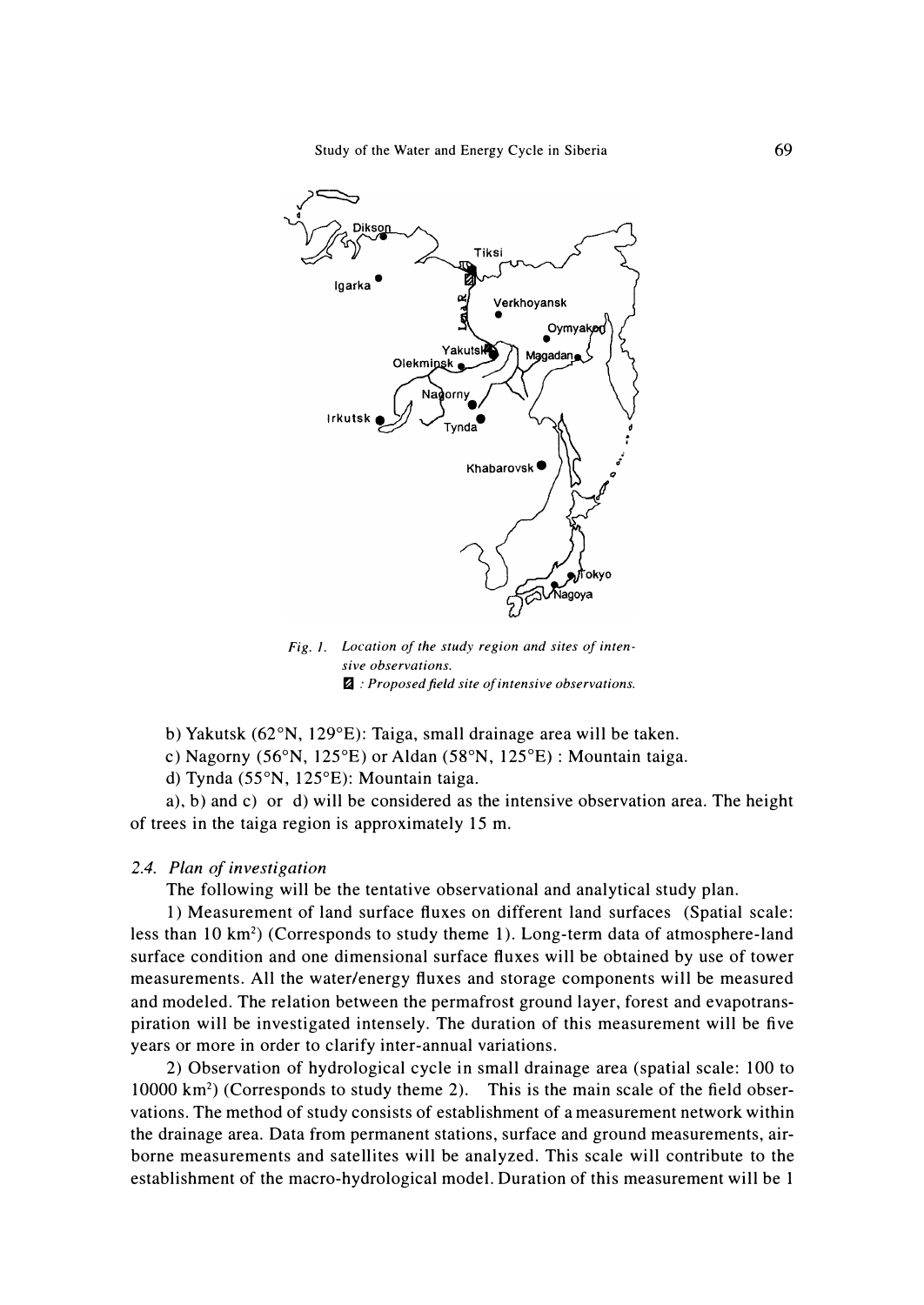*Fig. 1. Location of the study region and sites of intensive observations.*
*▨ : Proposed field site of intensive observations.*

b) Yakutsk (62°N, 129°E): Taiga, small drainage area will be taken.

c) Nagorny (56°N, 125°E) or Aldan (58°N, 125°E) : Mountain taiga.

d) Tynda (55°N, 125°E): Mountain taiga.

a), b) and c) or d) will be considered as the intensive observation area. The height of trees in the taiga region is approximately 15 m.

### 2.4. Plan of investigation

The following will be the tentative observational and analytical study plan.

1) Measurement of land surface fluxes on different land surfaces (Spatial scale: less than 10 km$^2$) (Corresponds to study theme 1). Long-term data of atmosphere-land surface condition and one dimensional surface fluxes will be obtained by use of tower measurements. All the water/energy fluxes and storage components will be measured and modeled. The relation between the permafrost ground layer, forest and evapotranspiration will be investigated intensely. The duration of this measurement will be five years or more in order to clarify inter-annual variations.

2) Observation of hydrological cycle in small drainage area (spatial scale: 100 to 10000 km$^2$) (Corresponds to study theme 2). This is the main scale of the field observations. The method of study consists of establishment of a measurement network within the drainage area. Data from permanent stations, surface and ground measurements, airborne measurements and satellites will be analyzed. This scale will contribute to the establishment of the macro-hydrological model. Duration of this measurement will be 1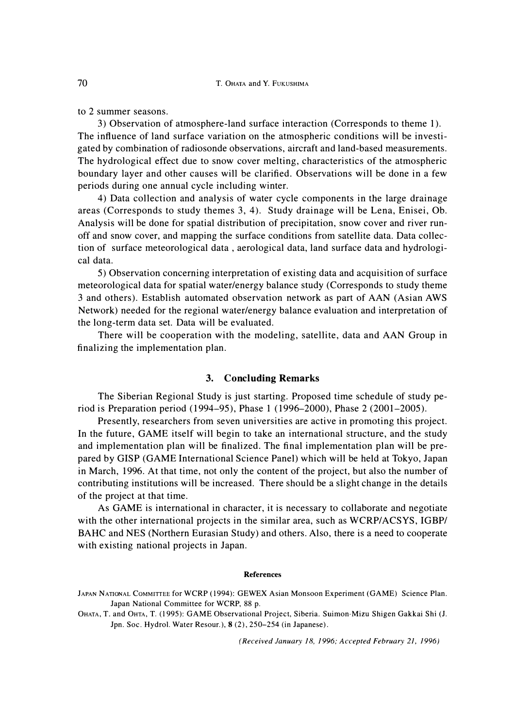to 2 summer seasons.

3) Observation of atmosphere-land surface interaction (Corresponds to theme 1). The influence of land surface variation on the atmospheric conditions will be investigated by combination of radiosonde observations, aircraft and land-based measurements. The hydrological effect due to snow cover melting, characteristics of the atmospheric boundary layer and other causes will be clarified. Observations will be done in a few periods during one annual cycle including winter.

4) Data collection and analysis of water cycle components in the large drainage areas (Corresponds to study themes 3, 4). Study drainage will be Lena, Enisei, Ob. Analysis will be done for spatial distribution of precipitation, snow cover and river runoff and snow cover, and mapping the surface conditions from satellite data. Data collection of surface meteorological data , aerological data, land surface data and hydrological data.

5) Observation concerning interpretation of existing data and acquisition of surface meteorological data for spatial water/energy balance study (Corresponds to study theme 3 and others). Establish automated observation network as part of AAN (Asian AWS Network) needed for the regional water/energy balance evaluation and interpretation of the long-term data set. Data will be evaluated.

There will be cooperation with the modeling, satellite, data and AAN Group in finalizing the implementation plan.

## 3. Concluding Remarks

The Siberian Regional Study is just starting. Proposed time schedule of study period is Preparation period (1994–95), Phase 1 (1996–2000), Phase 2 (2001–2005).

Presently, researchers from seven universities are active in promoting this project. In the future, GAME itself will begin to take an international structure, and the study and implementation plan will be finalized. The final implementation plan will be prepared by GISP (GAME International Science Panel) which will be held at Tokyo, Japan in March, 1996. At that time, not only the content of the project, but also the number of contributing institutions will be increased. There should be a slight change in the details of the project at that time.

As GAME is international in character, it is necessary to collaborate and negotiate with the other international projects in the similar area, such as WCRP/ACSYS, IGBP/BAHC and NES (Northern Eurasian Study) and others. Also, there is a need to cooperate with existing national projects in Japan.

### References

JAPAN NATIONAL COMMITTEE for WCRP (1994): GEWEX Asian Monsoon Experiment (GAME) Science Plan. Japan National Committee for WCRP, 88 p.

OHATA, T. and OHTA, T. (1995): GAME Observational Project, Siberia. Suimon·Mizu Shigen Gakkai Shi (J. Jpn. Soc. Hydrol. Water Resour.), **8** (2), 250–254 (in Japanese).

*(Received January 18, 1996; Accepted February 21, 1996)*